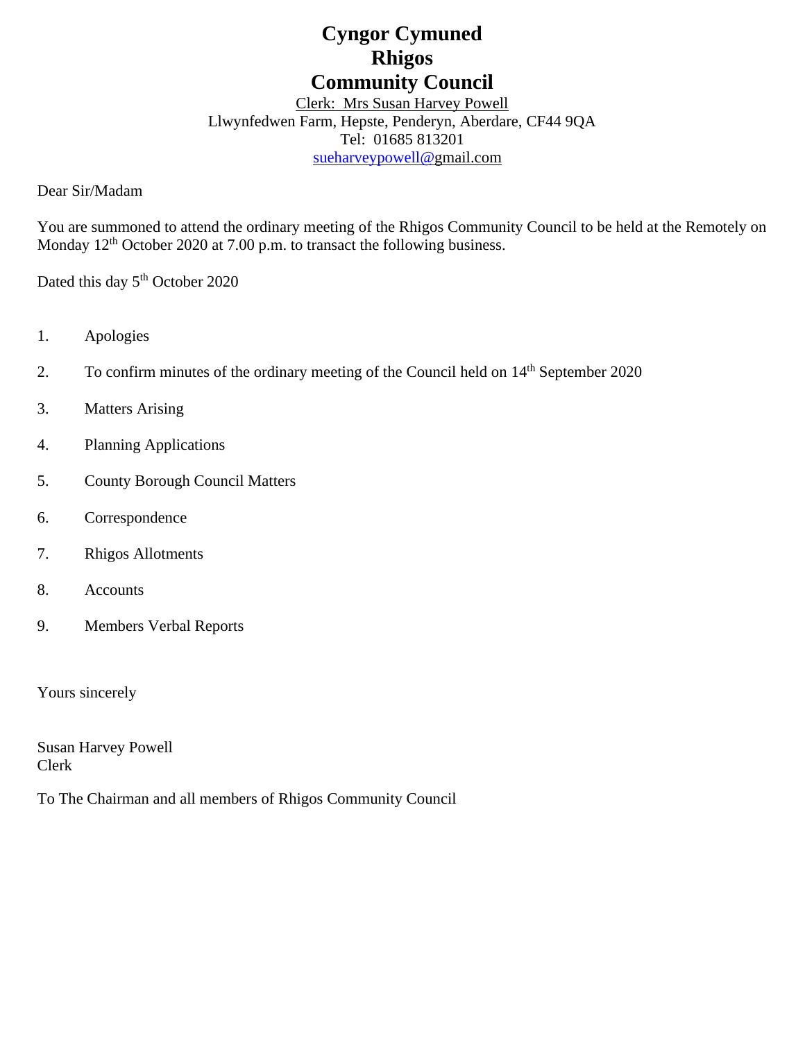# Cyngor Cymuned
# Rhigos
# Community Council

Clerk: Mrs Susan Harvey Powell
Llwynfedwen Farm, Hepste, Penderyn, Aberdare, CF44 9QA
Tel: 01685 813201
sueharveypowell@gmail.com

Dear Sir/Madam

You are summoned to attend the ordinary meeting of the Rhigos Community Council to be held at the Remotely on Monday 12th October 2020 at 7.00 p.m. to transact the following business.

Dated this day 5th October 2020

1. Apologies
2. To confirm minutes of the ordinary meeting of the Council held on 14th September 2020
3. Matters Arising
4. Planning Applications
5. County Borough Council Matters
6. Correspondence
7. Rhigos Allotments
8. Accounts
9. Members Verbal Reports

Yours sincerely

Susan Harvey Powell
Clerk

To The Chairman and all members of Rhigos Community Council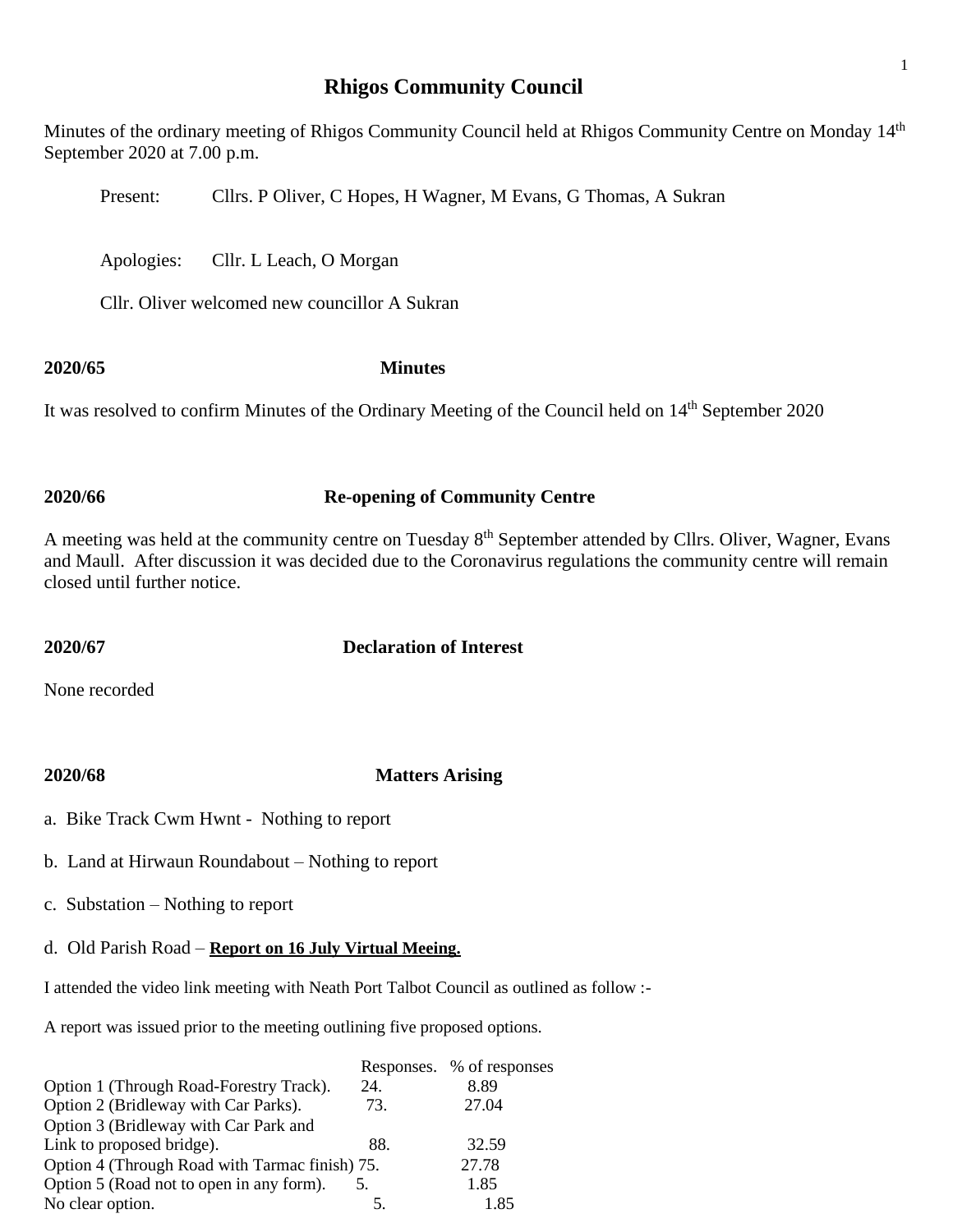# Rhigos Community Council

Minutes of the ordinary meeting of Rhigos Community Council held at Rhigos Community Centre on Monday 14th September 2020 at 7.00 p.m.

Present: Cllrs. P Oliver, C Hopes, H Wagner, M Evans, G Thomas, A Sukran

Apologies: Cllr. L Leach, O Morgan

Cllr. Oliver welcomed new councillor A Sukran

**2020/65 Minutes**

It was resolved to confirm Minutes of the Ordinary Meeting of the Council held on 14th September 2020

**2020/66 Re-opening of Community Centre**

A meeting was held at the community centre on Tuesday 8th September attended by Cllrs. Oliver, Wagner, Evans and Maull. After discussion it was decided due to the Coronavirus regulations the community centre will remain closed until further notice.

**2020/67 Declaration of Interest**

None recorded

**2020/68 Matters Arising**

a. Bike Track Cwm Hwnt - Nothing to report

b. Land at Hirwaun Roundabout – Nothing to report

c. Substation – Nothing to report

d. Old Parish Road – **Report on 16 July Virtual Meeing.**

I attended the video link meeting with Neath Port Talbot Council as outlined as follow :-

A report was issued prior to the meeting outlining five proposed options.

| | Responses. | % of responses |
|---|---|---|
| Option 1 (Through Road-Forestry Track). | 24. | 8.89 |
| Option 2 (Bridleway with Car Parks). | 73. | 27.04 |
| Option 3 (Bridleway with Car Park and Link to proposed bridge). | 88. | 32.59 |
| Option 4 (Through Road with Tarmac finish) | 75. | 27.78 |
| Option 5 (Road not to open in any form). | 5. | 1.85 |
| No clear option. | 5. | 1.85 |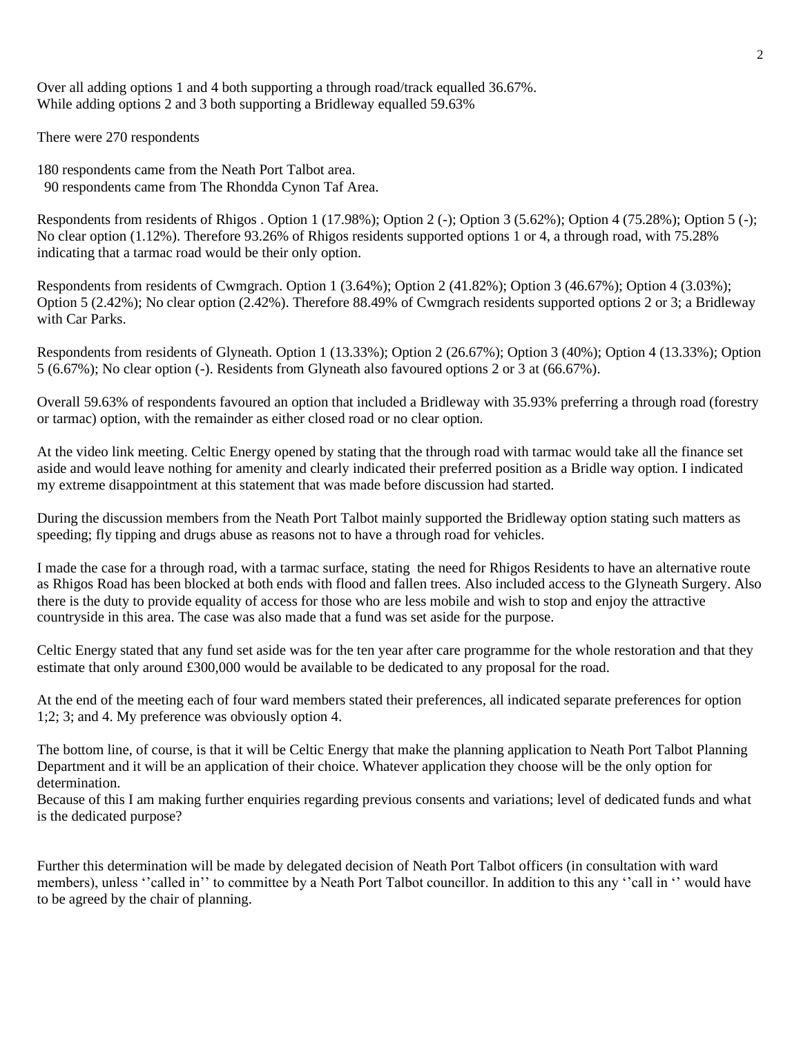Over all adding options 1 and 4 both supporting a through road/track equalled 36.67%.
While adding options 2 and 3 both supporting a Bridleway equalled 59.63%

There were 270 respondents

180 respondents came from the Neath Port Talbot area.
90 respondents came from The Rhondda Cynon Taf Area.

Respondents from residents of Rhigos . Option 1 (17.98%); Option 2 (-); Option 3 (5.62%); Option 4 (75.28%); Option 5 (-); No clear option (1.12%). Therefore 93.26% of Rhigos residents supported options 1 or 4, a through road, with 75.28% indicating that a tarmac road would be their only option.

Respondents from residents of Cwmgrach. Option 1 (3.64%); Option 2 (41.82%); Option 3 (46.67%); Option 4 (3.03%); Option 5 (2.42%); No clear option (2.42%). Therefore 88.49% of Cwmgrach residents supported options 2 or 3; a Bridleway with Car Parks.

Respondents from residents of Glyneath. Option 1 (13.33%); Option 2 (26.67%); Option 3 (40%); Option 4 (13.33%); Option 5 (6.67%); No clear option (-). Residents from Glyneath also favoured options 2 or 3 at (66.67%).

Overall 59.63% of respondents favoured an option that included a Bridleway with 35.93% preferring a through road (forestry or tarmac) option, with the remainder as either closed road or no clear option.

At the video link meeting. Celtic Energy opened by stating that the through road with tarmac would take all the finance set aside and would leave nothing for amenity and clearly indicated their preferred position as a Bridle way option. I indicated my extreme disappointment at this statement that was made before discussion had started.

During the discussion members from the Neath Port Talbot mainly supported the Bridleway option stating such matters as speeding; fly tipping and drugs abuse as reasons not to have a through road for vehicles.

I made the case for a through road, with a tarmac surface, stating the need for Rhigos Residents to have an alternative route as Rhigos Road has been blocked at both ends with flood and fallen trees. Also included access to the Glyneath Surgery. Also there is the duty to provide equality of access for those who are less mobile and wish to stop and enjoy the attractive countryside in this area. The case was also made that a fund was set aside for the purpose.

Celtic Energy stated that any fund set aside was for the ten year after care programme for the whole restoration and that they estimate that only around £300,000 would be available to be dedicated to any proposal for the road.

At the end of the meeting each of four ward members stated their preferences, all indicated separate preferences for option 1;2; 3; and 4. My preference was obviously option 4.

The bottom line, of course, is that it will be Celtic Energy that make the planning application to Neath Port Talbot Planning Department and it will be an application of their choice. Whatever application they choose will be the only option for determination.
Because of this I am making further enquiries regarding previous consents and variations; level of dedicated funds and what is the dedicated purpose?

Further this determination will be made by delegated decision of Neath Port Talbot officers (in consultation with ward members), unless ''called in'' to committee by a Neath Port Talbot councillor. In addition to this any ''call in '' would have to be agreed by the chair of planning.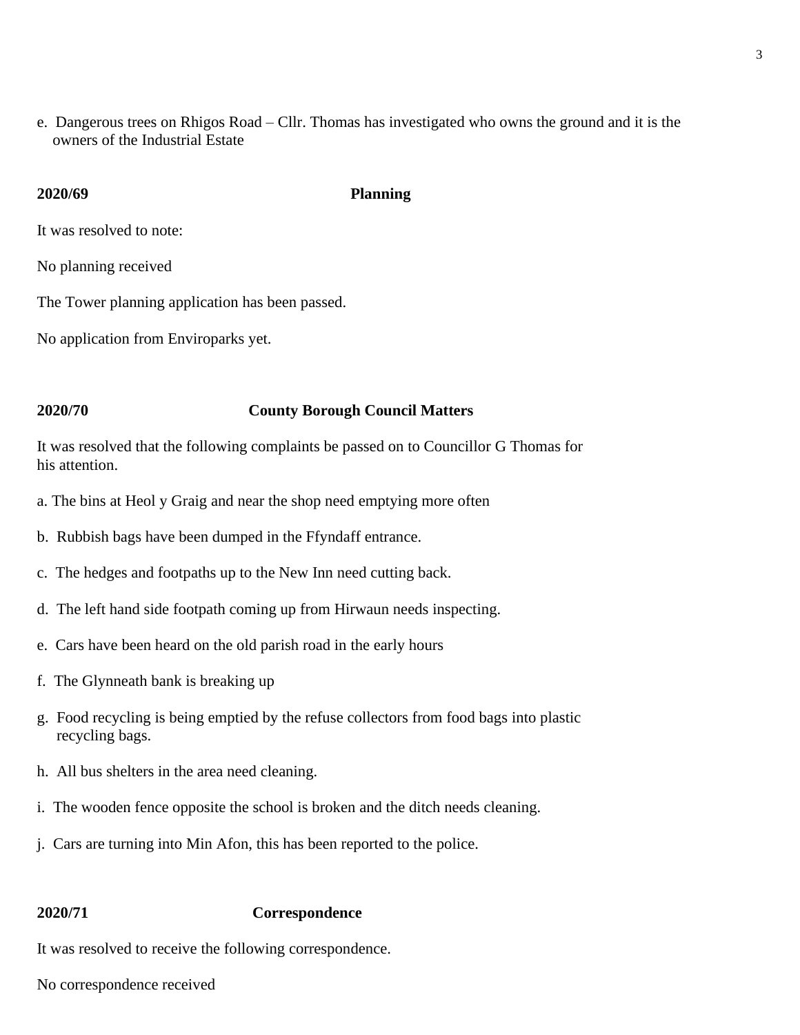e. Dangerous trees on Rhigos Road – Cllr. Thomas has investigated who owns the ground and it is the owners of the Industrial Estate

**2020/69 Planning**

It was resolved to note:

No planning received

The Tower planning application has been passed.

No application from Enviroparks yet.

**2020/70 County Borough Council Matters**

It was resolved that the following complaints be passed on to Councillor G Thomas for his attention.

a. The bins at Heol y Graig and near the shop need emptying more often

b. Rubbish bags have been dumped in the Ffyndaff entrance.

c. The hedges and footpaths up to the New Inn need cutting back.

d. The left hand side footpath coming up from Hirwaun needs inspecting.

e. Cars have been heard on the old parish road in the early hours

f. The Glynneath bank is breaking up

g. Food recycling is being emptied by the refuse collectors from food bags into plastic recycling bags.

h. All bus shelters in the area need cleaning.

i. The wooden fence opposite the school is broken and the ditch needs cleaning.

j. Cars are turning into Min Afon, this has been reported to the police.

**2020/71 Correspondence**

It was resolved to receive the following correspondence.

No correspondence received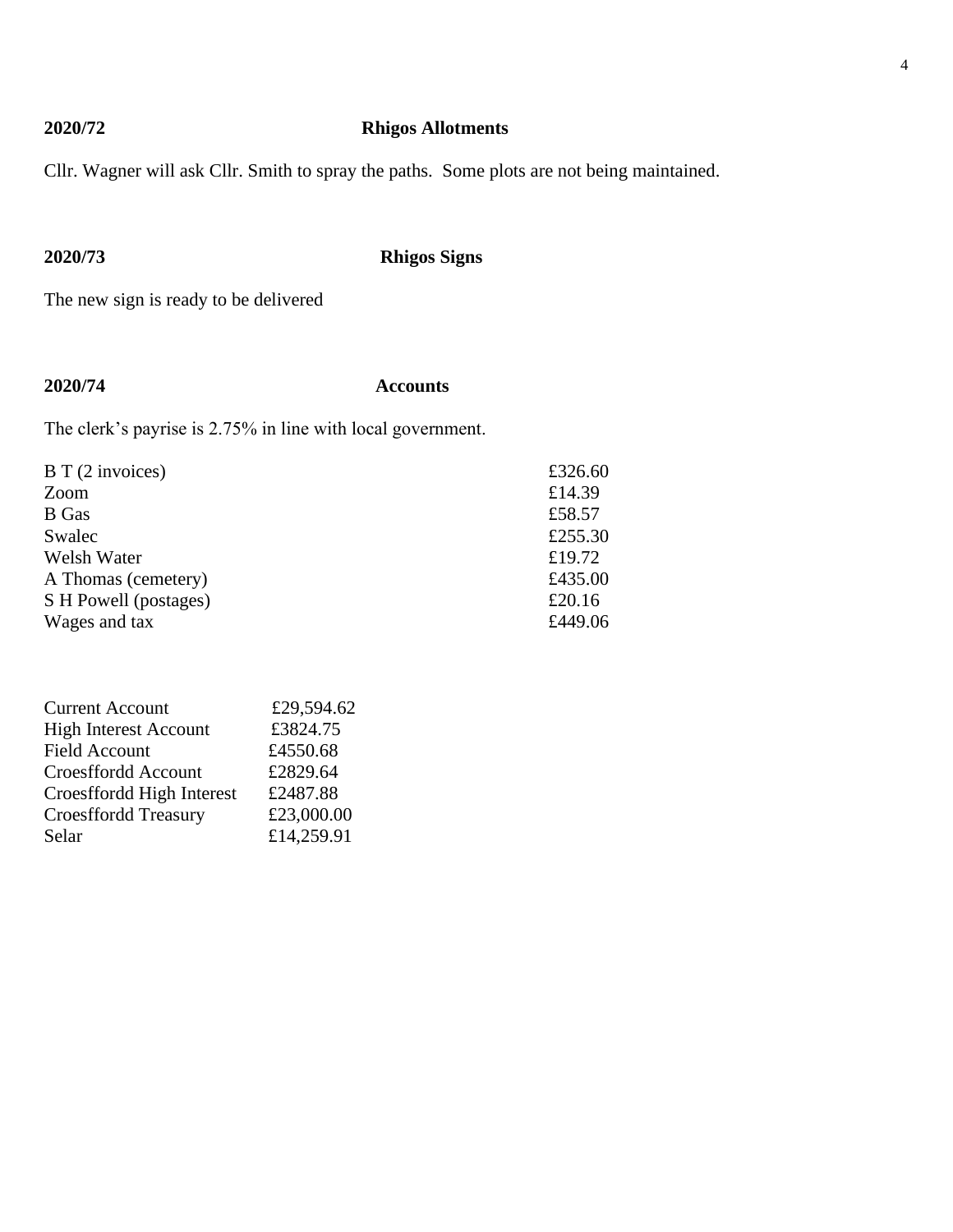**2020/72 Rhigos Allotments**

Cllr. Wagner will ask Cllr. Smith to spray the paths. Some plots are not being maintained.

**2020/73 Rhigos Signs**

The new sign is ready to be delivered

**2020/74 Accounts**

The clerk's payrise is 2.75% in line with local government.

| | |
|---|---|
| B T (2 invoices) | £326.60 |
| Zoom | £14.39 |
| B Gas | £58.57 |
| Swalec | £255.30 |
| Welsh Water | £19.72 |
| A Thomas (cemetery) | £435.00 |
| S H Powell (postages) | £20.16 |
| Wages and tax | £449.06 |

| | |
|---|---|
| Current Account | £29,594.62 |
| High Interest Account | £3824.75 |
| Field Account | £4550.68 |
| Croesffordd Account | £2829.64 |
| Croesffordd High Interest | £2487.88 |
| Croesffordd Treasury | £23,000.00 |
| Selar | £14,259.91 |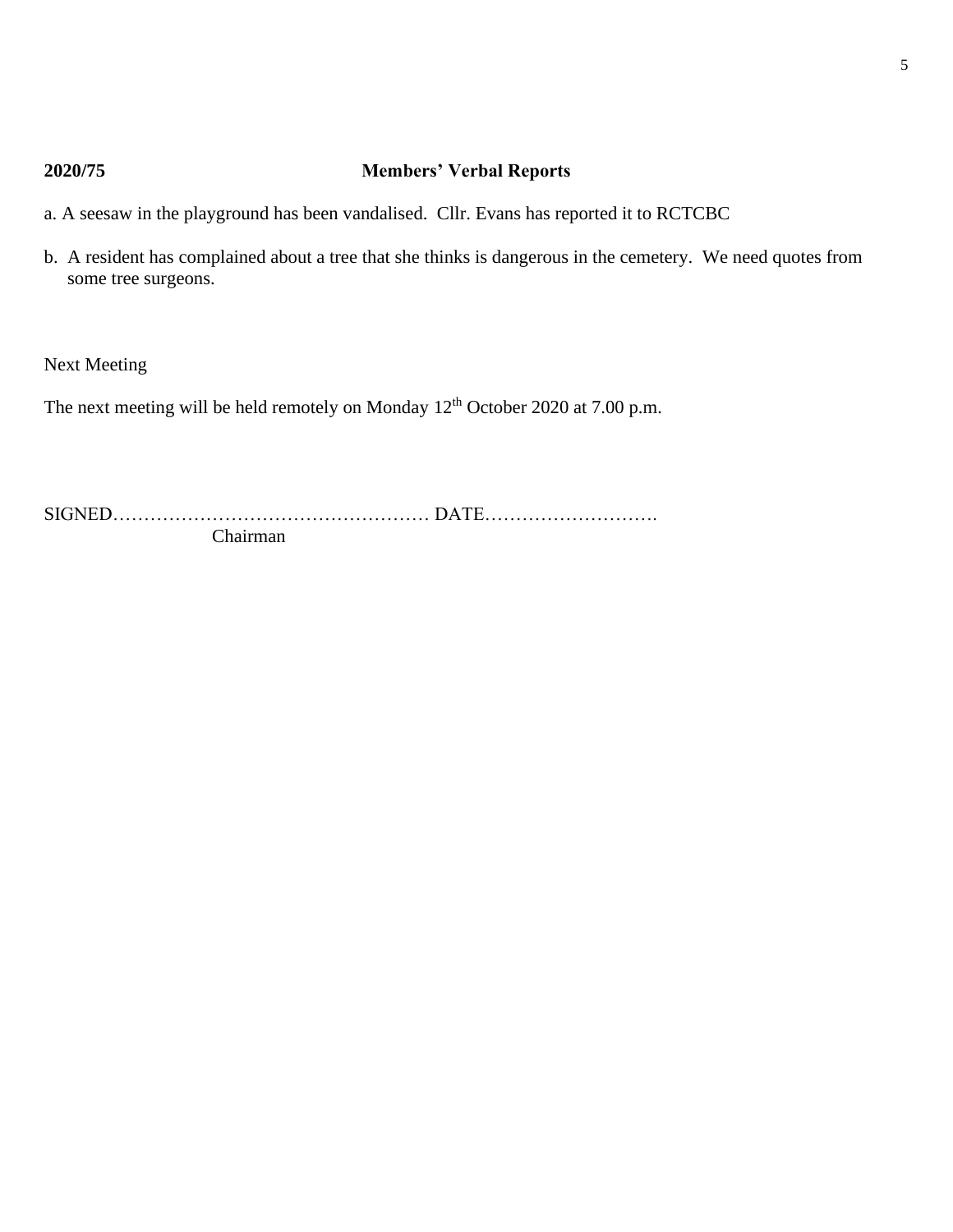**2020/75 Members' Verbal Reports**

a. A seesaw in the playground has been vandalised. Cllr. Evans has reported it to RCTCBC

b. A resident has complained about a tree that she thinks is dangerous in the cemetery. We need quotes from some tree surgeons.

Next Meeting

The next meeting will be held remotely on Monday 12th October 2020 at 7.00 p.m.

SIGNED…………………………………………… DATE……………………….
Chairman